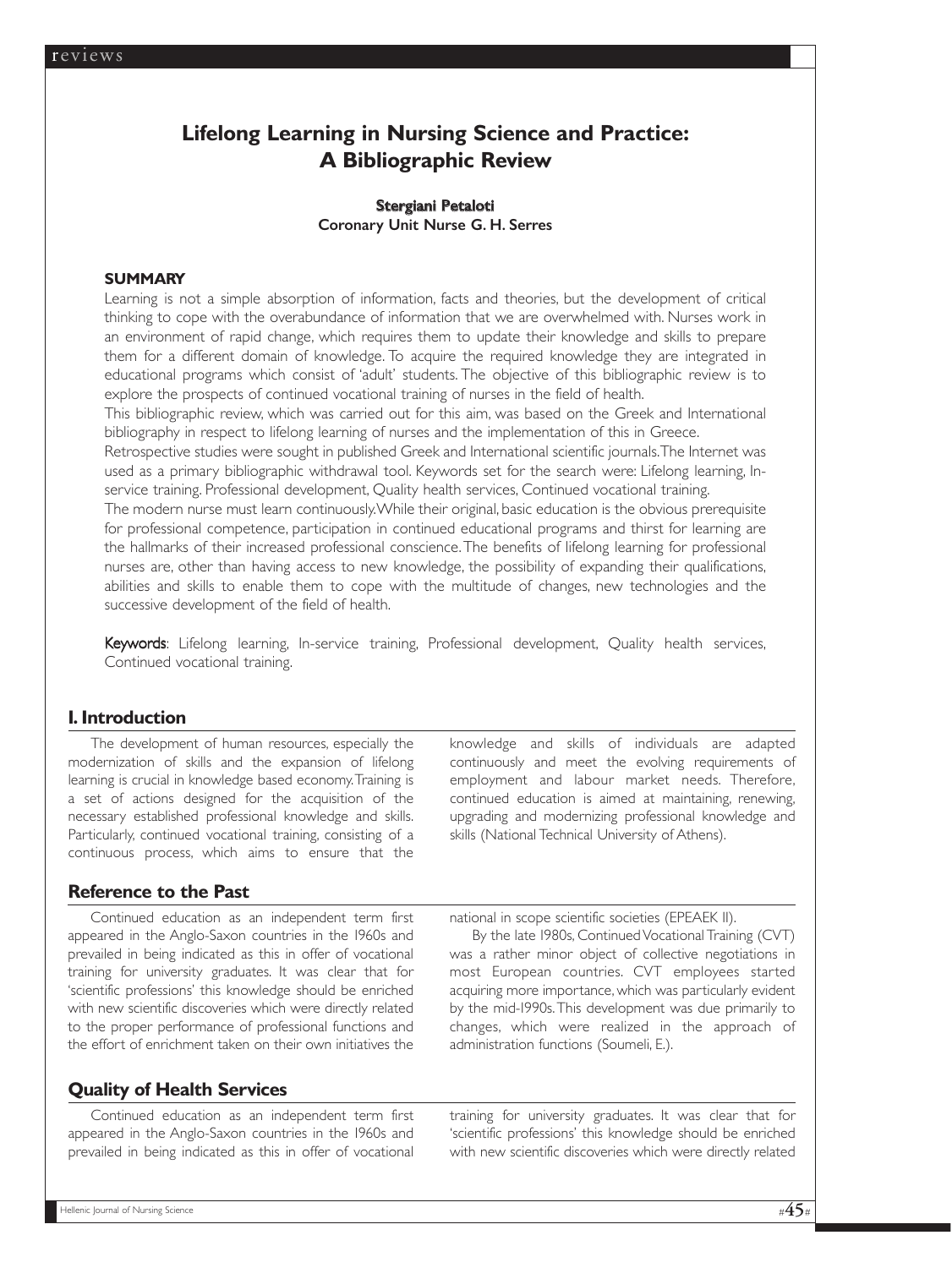# Lifelong Learning in Nursing Science and Practice: A Bibliographic Review

**Stergiani Petaloti**
**Coronary Unit Nurse G. H. Serres**

### SUMMARY

Learning is not a simple absorption of information, facts and theories, but the development of critical thinking to cope with the overabundance of information that we are overwhelmed with. Nurses work in an environment of rapid change, which requires them to update their knowledge and skills to prepare them for a different domain of knowledge. To acquire the required knowledge they are integrated in educational programs which consist of 'adult' students. The objective of this bibliographic review is to explore the prospects of continued vocational training of nurses in the field of health.

This bibliographic review, which was carried out for this aim, was based on the Greek and International bibliography in respect to lifelong learning of nurses and the implementation of this in Greece.

Retrospective studies were sought in published Greek and International scientific journals. The Internet was used as a primary bibliographic withdrawal tool. Keywords set for the search were: Lifelong learning, In-service training. Professional development, Quality health services, Continued vocational training.

The modern nurse must learn continuously. While their original, basic education is the obvious prerequisite for professional competence, participation in continued educational programs and thirst for learning are the hallmarks of their increased professional conscience. The benefits of lifelong learning for professional nurses are, other than having access to new knowledge, the possibility of expanding their qualifications, abilities and skills to enable them to cope with the multitude of changes, new technologies and the successive development of the field of health.

**Keywords**: Lifelong learning, In-service training, Professional development, Quality health services, Continued vocational training.

## I. Introduction

The development of human resources, especially the modernization of skills and the expansion of lifelong learning is crucial in knowledge based economy. Training is a set of actions designed for the acquisition of the necessary established professional knowledge and skills. Particularly, continued vocational training, consisting of a continuous process, which aims to ensure that the knowledge and skills of individuals are adapted continuously and meet the evolving requirements of employment and labour market needs. Therefore, continued education is aimed at maintaining, renewing, upgrading and modernizing professional knowledge and skills (National Technical University of Athens).

## Reference to the Past

Continued education as an independent term first appeared in the Anglo-Saxon countries in the 1960s and prevailed in being indicated as this in offer of vocational training for university graduates. It was clear that for 'scientific professions' this knowledge should be enriched with new scientific discoveries which were directly related to the proper performance of professional functions and the effort of enrichment taken on their own initiatives the national in scope scientific societies (EPEAEK II).

By the late 1980s, Continued Vocational Training (CVT) was a rather minor object of collective negotiations in most European countries. CVT employees started acquiring more importance, which was particularly evident by the mid-1990s. This development was due primarily to changes, which were realized in the approach of administration functions (Soumeli, E.).

## Quality of Health Services

Continued education as an independent term first appeared in the Anglo-Saxon countries in the 1960s and prevailed in being indicated as this in offer of vocational training for university graduates. It was clear that for 'scientific professions' this knowledge should be enriched with new scientific discoveries which were directly related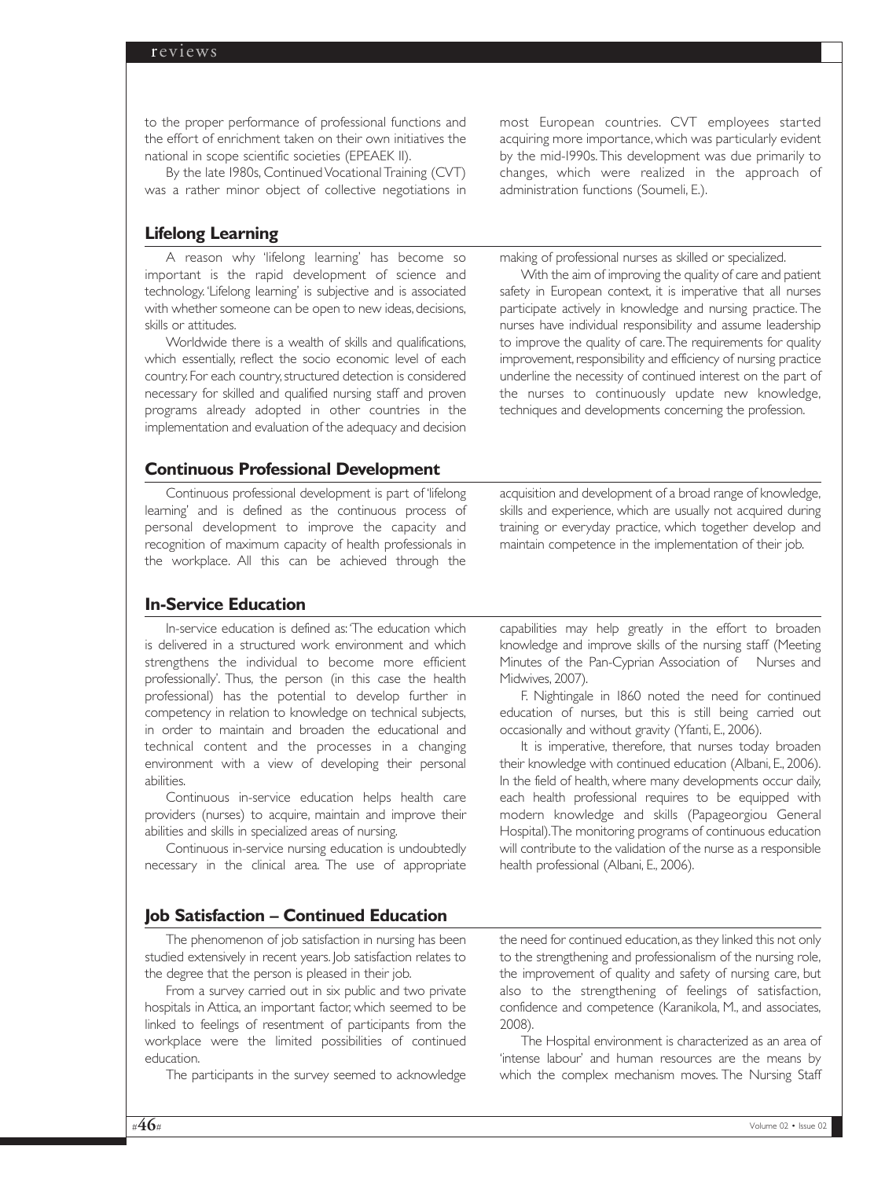to the proper performance of professional functions and the effort of enrichment taken on their own initiatives the national in scope scientific societies (EPEAEK II).

By the late 1980s, Continued Vocational Training (CVT) was a rather minor object of collective negotiations in most European countries. CVT employees started acquiring more importance, which was particularly evident by the mid-1990s. This development was due primarily to changes, which were realized in the approach of administration functions (Soumeli, E.).

## Lifelong Learning

A reason why 'lifelong learning' has become so important is the rapid development of science and technology. 'Lifelong learning' is subjective and is associated with whether someone can be open to new ideas, decisions, skills or attitudes.

Worldwide there is a wealth of skills and qualifications, which essentially, reflect the socio economic level of each country. For each country, structured detection is considered necessary for skilled and qualified nursing staff and proven programs already adopted in other countries in the implementation and evaluation of the adequacy and decision making of professional nurses as skilled or specialized.

With the aim of improving the quality of care and patient safety in European context, it is imperative that all nurses participate actively in knowledge and nursing practice. The nurses have individual responsibility and assume leadership to improve the quality of care. The requirements for quality improvement, responsibility and efficiency of nursing practice underline the necessity of continued interest on the part of the nurses to continuously update new knowledge, techniques and developments concerning the profession.

## Continuous Professional Development

Continuous professional development is part of 'lifelong learning' and is defined as the continuous process of personal development to improve the capacity and recognition of maximum capacity of health professionals in the workplace. All this can be achieved through the acquisition and development of a broad range of knowledge, skills and experience, which are usually not acquired during training or everyday practice, which together develop and maintain competence in the implementation of their job.

## In-Service Education

In-service education is defined as: 'The education which is delivered in a structured work environment and which strengthens the individual to become more efficient professionally'. Thus, the person (in this case the health professional) has the potential to develop further in competency in relation to knowledge on technical subjects, in order to maintain and broaden the educational and technical content and the processes in a changing environment with a view of developing their personal abilities.

Continuous in-service education helps health care providers (nurses) to acquire, maintain and improve their abilities and skills in specialized areas of nursing.

Continuous in-service nursing education is undoubtedly necessary in the clinical area. The use of appropriate capabilities may help greatly in the effort to broaden knowledge and improve skills of the nursing staff (Meeting Minutes of the Pan-Cyprian Association of Nurses and Midwives, 2007).

F. Nightingale in 1860 noted the need for continued education of nurses, but this is still being carried out occasionally and without gravity (Yfanti, E., 2006).

It is imperative, therefore, that nurses today broaden their knowledge with continued education (Albani, E., 2006). In the field of health, where many developments occur daily, each health professional requires to be equipped with modern knowledge and skills (Papageorgiou General Hospital). The monitoring programs of continuous education will contribute to the validation of the nurse as a responsible health professional (Albani, E., 2006).

## Job Satisfaction – Continued Education

The phenomenon of job satisfaction in nursing has been studied extensively in recent years. Job satisfaction relates to the degree that the person is pleased in their job.

From a survey carried out in six public and two private hospitals in Attica, an important factor, which seemed to be linked to feelings of resentment of participants from the workplace were the limited possibilities of continued education.

The participants in the survey seemed to acknowledge the need for continued education, as they linked this not only to the strengthening and professionalism of the nursing role, the improvement of quality and safety of nursing care, but also to the strengthening of feelings of satisfaction, confidence and competence (Karanikola, M., and associates, 2008).

The Hospital environment is characterized as an area of 'intense labour' and human resources are the means by which the complex mechanism moves. The Nursing Staff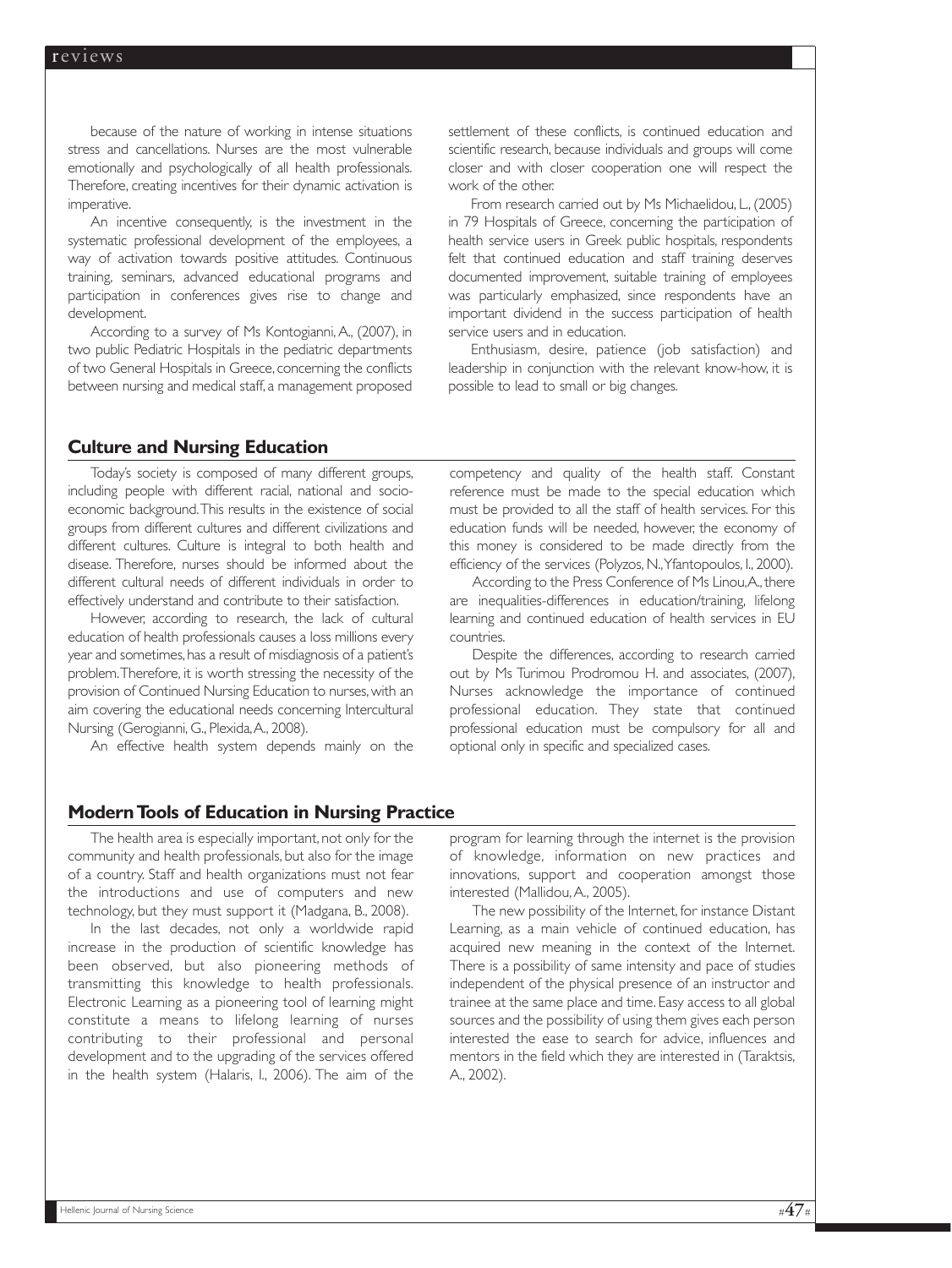because of the nature of working in intense situations stress and cancellations. Nurses are the most vulnerable emotionally and psychologically of all health professionals. Therefore, creating incentives for their dynamic activation is imperative.

An incentive consequently, is the investment in the systematic professional development of the employees, a way of activation towards positive attitudes. Continuous training, seminars, advanced educational programs and participation in conferences gives rise to change and development.

According to a survey of Ms Kontogianni, A., (2007), in two public Pediatric Hospitals in the pediatric departments of two General Hospitals in Greece, concerning the conflicts between nursing and medical staff, a management proposed settlement of these conflicts, is continued education and scientific research, because individuals and groups will come closer and with closer cooperation one will respect the work of the other.

From research carried out by Ms Michaelidou, L., (2005) in 79 Hospitals of Greece, concerning the participation of health service users in Greek public hospitals, respondents felt that continued education and staff training deserves documented improvement, suitable training of employees was particularly emphasized, since respondents have an important dividend in the success participation of health service users and in education.

Enthusiasm, desire, patience (job satisfaction) and leadership in conjunction with the relevant know-how, it is possible to lead to small or big changes.

## Culture and Nursing Education

Today's society is composed of many different groups, including people with different racial, national and socio-economic background. This results in the existence of social groups from different cultures and different civilizations and different cultures. Culture is integral to both health and disease. Therefore, nurses should be informed about the different cultural needs of different individuals in order to effectively understand and contribute to their satisfaction.

However, according to research, the lack of cultural education of health professionals causes a loss millions every year and sometimes, has a result of misdiagnosis of a patient's problem. Therefore, it is worth stressing the necessity of the provision of Continued Nursing Education to nurses, with an aim covering the educational needs concerning Intercultural Nursing (Gerogianni, G., Plexida, A., 2008).

An effective health system depends mainly on the competency and quality of the health staff. Constant reference must be made to the special education which must be provided to all the staff of health services. For this education funds will be needed, however, the economy of this money is considered to be made directly from the efficiency of the services (Polyzos, N., Yfantopoulos, I., 2000).

According to the Press Conference of Ms Linou, A., there are inequalities-differences in education/training, lifelong learning and continued education of health services in EU countries.

Despite the differences, according to research carried out by Ms Turimou Prodromou H. and associates, (2007), Nurses acknowledge the importance of continued professional education. They state that continued professional education must be compulsory for all and optional only in specific and specialized cases.

## Modern Tools of Education in Nursing Practice

The health area is especially important, not only for the community and health professionals, but also for the image of a country. Staff and health organizations must not fear the introductions and use of computers and new technology, but they must support it (Madgana, B., 2008).

In the last decades, not only a worldwide rapid increase in the production of scientific knowledge has been observed, but also pioneering methods of transmitting this knowledge to health professionals. Electronic Learning as a pioneering tool of learning might constitute a means to lifelong learning of nurses contributing to their professional and personal development and to the upgrading of the services offered in the health system (Halaris, I., 2006). The aim of the program for learning through the internet is the provision of knowledge, information on new practices and innovations, support and cooperation amongst those interested (Mallidou, A., 2005).

The new possibility of the Internet, for instance Distant Learning, as a main vehicle of continued education, has acquired new meaning in the context of the Internet. There is a possibility of same intensity and pace of studies independent of the physical presence of an instructor and trainee at the same place and time. Easy access to all global sources and the possibility of using them gives each person interested the ease to search for advice, influences and mentors in the field which they are interested in (Taraktsis, A., 2002).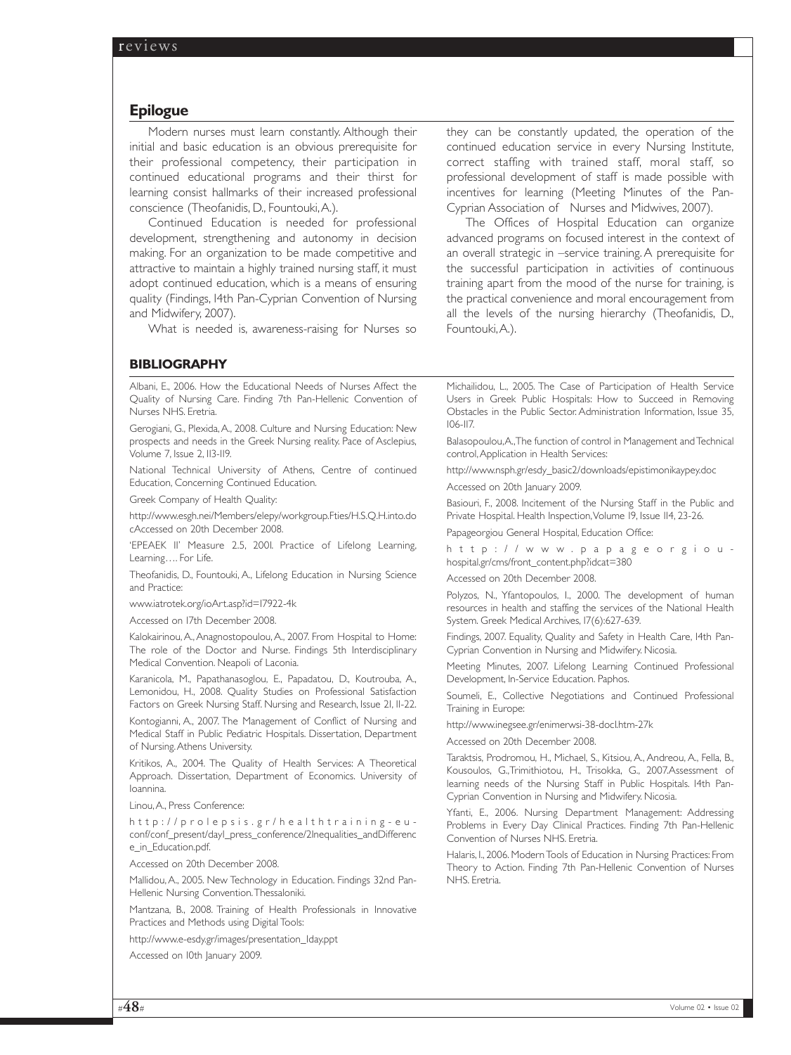## Epilogue

Modern nurses must learn constantly. Although their initial and basic education is an obvious prerequisite for their professional competency, their participation in continued educational programs and their thirst for learning consist hallmarks of their increased professional conscience (Theofanidis, D., Fountouki, A.).

Continued Education is needed for professional development, strengthening and autonomy in decision making. For an organization to be made competitive and attractive to maintain a highly trained nursing staff, it must adopt continued education, which is a means of ensuring quality (Findings, 14th Pan-Cyprian Convention of Nursing and Midwifery, 2007).

What is needed is, awareness-raising for Nurses so they can be constantly updated, the operation of the continued education service in every Nursing Institute, correct staffing with trained staff, moral staff, so professional development of staff is made possible with incentives for learning (Meeting Minutes of the Pan-Cyprian Association of Nurses and Midwives, 2007).

The Offices of Hospital Education can organize advanced programs on focused interest in the context of an overall strategic in –service training. A prerequisite for the successful participation in activities of continuous training apart from the mood of the nurse for training, is the practical convenience and moral encouragement from all the levels of the nursing hierarchy (Theofanidis, D., Fountouki, A.).

### BIBLIOGRAPHY

Albani, E., 2006. How the Educational Needs of Nurses Affect the Quality of Nursing Care. Finding 7th Pan-Hellenic Convention of Nurses NHS. Eretria.

Gerogiani, G., Plexida, A., 2008. Culture and Nursing Education: New prospects and needs in the Greek Nursing reality. Pace of Asclepius, Volume 7, Issue 2, 113-119.

National Technical University of Athens, Centre of continued Education, Concerning Continued Education.

Greek Company of Health Quality:

http://www.esgh.nei/Members/elepy/workgroup.Fties/H.S.Q.H.into.docAccessed on 20th December 2008.

'EPEAEK II' Measure 2.5, 2001. Practice of Lifelong Learning, Learning…. For Life.

Theofanidis, D., Fountouki, A., Lifelong Education in Nursing Science and Practice:

www.iatrotek.org/ioArt.asp?id=17922-4k

Accessed on 17th December 2008.

Kalokairinou, A., Anagnostopoulou, A., 2007. From Hospital to Home: The role of the Doctor and Nurse. Findings 5th Interdisciplinary Medical Convention. Neapoli of Laconia.

Karanicola, M., Papathanasoglou, E., Papadatou, D., Koutrouba, A., Lemonidou, H., 2008. Quality Studies on Professional Satisfaction Factors on Greek Nursing Staff. Nursing and Research, Issue 21, 11-22.

Kontogianni, A., 2007. The Management of Conflict of Nursing and Medical Staff in Public Pediatric Hospitals. Dissertation, Department of Nursing. Athens University.

Kritikos, A., 2004. The Quality of Health Services: A Theoretical Approach. Dissertation, Department of Economics. University of Ioannina.

Linou, A., Press Conference:

http://prolepsis.gr/healthtraining-eu-conf/conf_present/day1_press_conference/2Inequalities_andDifference_in_Education.pdf.

Accessed on 20th December 2008.

Mallidou, A., 2005. New Technology in Education. Findings 32nd Pan-Hellenic Nursing Convention. Thessaloniki.

Mantzana, B., 2008. Training of Health Professionals in Innovative Practices and Methods using Digital Tools:

http://www.e-esdy.gr/images/presentation_1day.ppt

Accessed on 10th January 2009.

Michailidou, L., 2005. The Case of Participation of Health Service Users in Greek Public Hospitals: How to Succeed in Removing Obstacles in the Public Sector. Administration Information, Issue 35, 106-117.

Balasopoulou, A., The function of control in Management and Technical control, Application in Health Services:

http://www.nsph.gr/esdy_basic2/downloads/epistimonikaypey.doc

Accessed on 20th January 2009.

Basiouri, F., 2008. Incitement of the Nursing Staff in the Public and Private Hospital. Health Inspection, Volume 19, Issue 114, 23-26.

Papageorgiou General Hospital, Education Office:

http://www.papageorgiou-hospital.gr/cms/front_content.php?idcat=380

Accessed on 20th December 2008.

Polyzos, N., Yfantopoulos, I., 2000. The development of human resources in health and staffing the services of the National Health System. Greek Medical Archives, 17(6):627-639.

Findings, 2007. Equality, Quality and Safety in Health Care, 14th Pan-Cyprian Convention in Nursing and Midwifery. Nicosia.

Meeting Minutes, 2007. Lifelong Learning Continued Professional Development, In-Service Education. Paphos.

Soumeli, E., Collective Negotiations and Continued Professional Training in Europe:

http://www.inegsee.gr/enimerwsi-38-doc1.htm-27k

Accessed on 20th December 2008.

Taraktsis, Prodromou, H., Michael, S., Kitsiou, A., Andreou, A., Fella, B., Kousoulos, G., Trimithiotou, H., Trisokka, G., 2007. Assessment of learning needs of the Nursing Staff in Public Hospitals. 14th Pan-Cyprian Convention in Nursing and Midwifery. Nicosia.

Yfanti, E., 2006. Nursing Department Management: Addressing Problems in Every Day Clinical Practices. Finding 7th Pan-Hellenic Convention of Nurses NHS. Eretria.

Halaris, I., 2006. Modern Tools of Education in Nursing Practices: From Theory to Action. Finding 7th Pan-Hellenic Convention of Nurses NHS. Eretria.